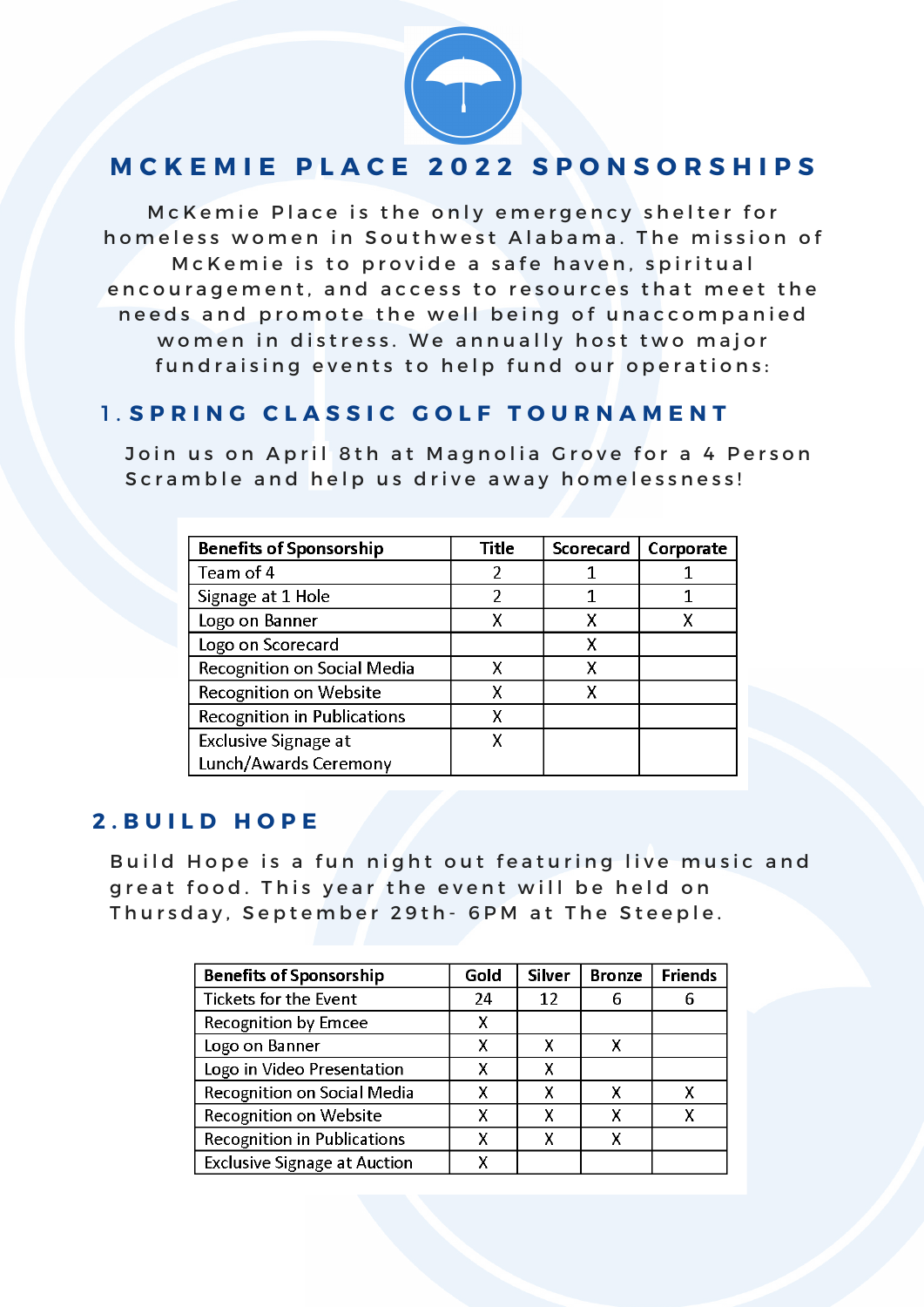# MCKEMIE PLACE 2022 SPONSORSHIPS

McKemie Place is the only emergency shelter for homeless women in Southwest Alabama. The mission of McKemie is to provide a safe haven, spiritual encouragement, and access to resources that meet the needs and promote the well being of unaccompanied women in distress. We annually host two major fundraising events to help fund our operations:

## 1. SPRING CLASSIC GOLF TOURNAMENT

Join us on April 8th at Magnolia Grove for a 4 Person Scramble and help us drive away homelessness!

| Benefits of Sponsorship | Title | Scorecard | Corporate |
|---|---|---|---|
| Team of 4 | 2 | 1 | 1 |
| Signage at 1 Hole | 2 | 1 | 1 |
| Logo on Banner | X | X | X |
| Logo on Scorecard | | X | |
| Recognition on Social Media | X | X | |
| Recognition on Website | X | X | |
| Recognition in Publications | X | | |
| Exclusive Signage at Lunch/Awards Ceremony | X | | |

## 2. BUILD HOPE

Build Hope is a fun night out featuring live music and great food. This year the event will be held on Thursday, September 29th- 6PM at The Steeple.

| Benefits of Sponsorship | Gold | Silver | Bronze | Friends |
|---|---|---|---|---|
| Tickets for the Event | 24 | 12 | 6 | 6 |
| Recognition by Emcee | X | | | |
| Logo on Banner | X | X | X | |
| Logo in Video Presentation | X | X | | |
| Recognition on Social Media | X | X | X | X |
| Recognition on Website | X | X | X | X |
| Recognition in Publications | X | X | X | |
| Exclusive Signage at Auction | X | | | |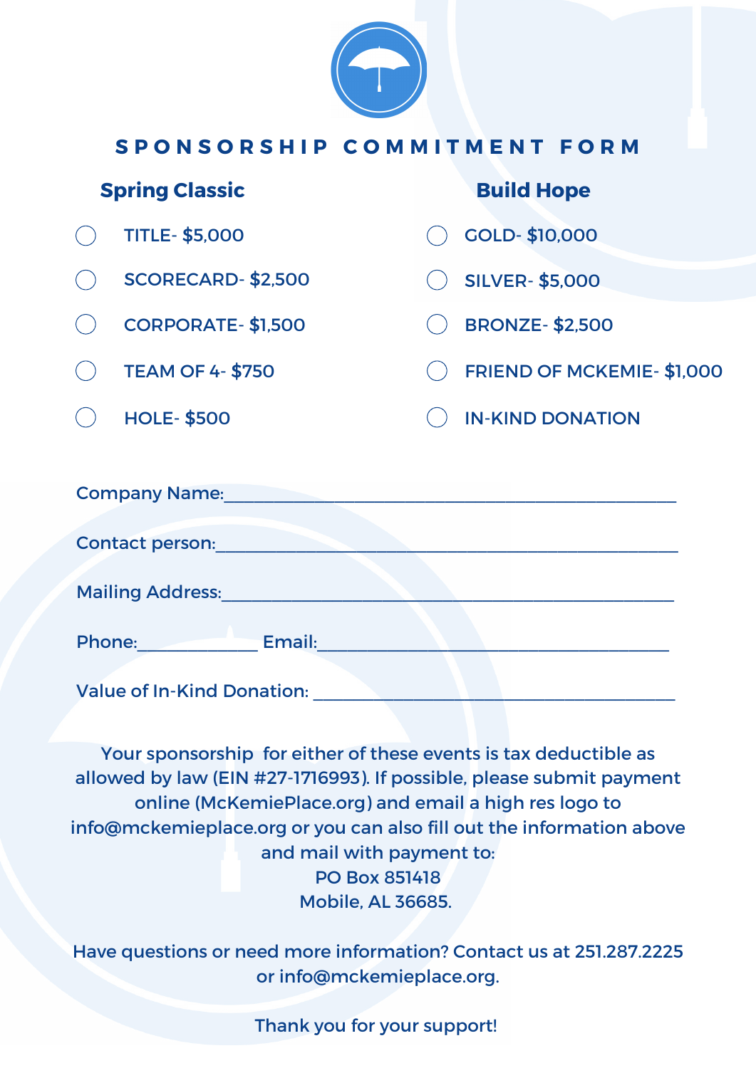# SPONSORSHIP COMMITMENT FORM

## Spring Classic

- ◯ TITLE- $5,000
- ◯ SCORECARD- $2,500
- ◯ CORPORATE- $1,500
- ◯ TEAM OF 4- $750
- ◯ HOLE- $500

## Build Hope

- ◯ GOLD- $10,000
- ◯ SILVER- $5,000
- ◯ BRONZE- $2,500
- ◯ FRIEND OF MCKEMIE- $1,000
- ◯ IN-KIND DONATION

Company Name:_______________________________________________

Contact person:_______________________________________________

Mailing Address:______________________________________________

Phone:_____________ Email:______________________________________

Value of In-Kind Donation: _______________________________________

Your sponsorship for either of these events is tax deductible as allowed by law (EIN #27-1716993). If possible, please submit payment online (McKemiePlace.org) and email a high res logo to info@mckemieplace.org or you can also fill out the information above and mail with payment to:

PO Box 851418
Mobile, AL 36685.

Have questions or need more information? Contact us at 251.287.2225 or info@mckemieplace.org.

Thank you for your support!